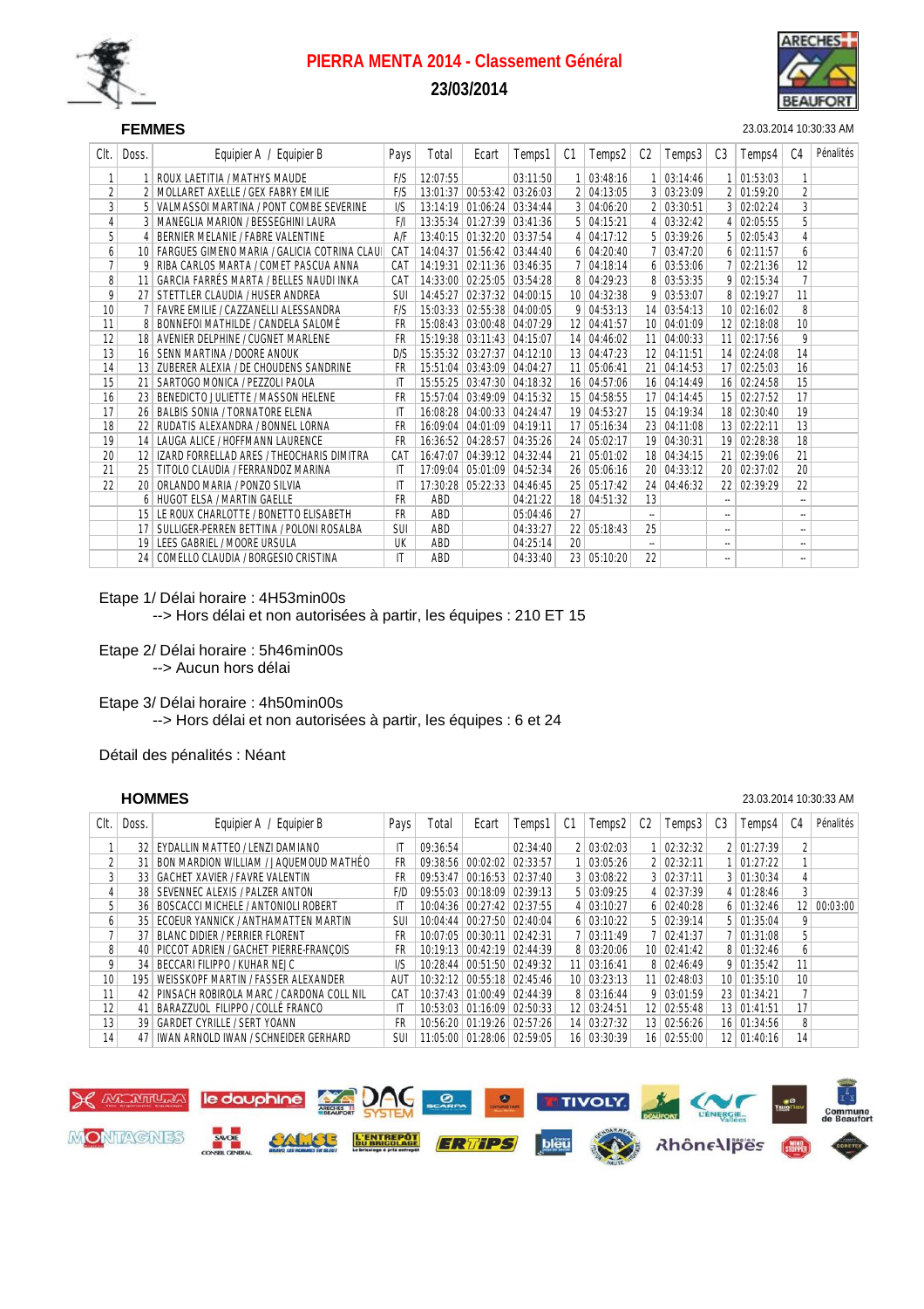# PIERRA MENTA 2014 - Classement Général

**23/03/2014**

## FEMMES

23.03.2014 10:30:33 AM

| Clt. | Doss. | Equipier A / Equipier B | Pays | Total | Ecart | Temps1 | C1 | Temps2 | C2 | Temps3 | C3 | Temps4 | C4 | Pénalités |
|---|---|---|---|---|---|---|---|---|---|---|---|---|---|---|
| 1 | 1 | ROUX LAETITIA / MATHYS MAUDE | F/S | 12:07:55 | | 03:11:50 | 1 | 03:48:16 | 1 | 03:14:46 | 1 | 01:53:03 | 1 | |
| 2 | 2 | MOLLARET AXELLE / GEX FABRY EMILIE | F/S | 13:01:37 | 00:53:42 | 03:26:03 | 2 | 04:13:05 | 3 | 03:23:09 | 2 | 01:59:20 | 2 | |
| 3 | 5 | VALMASSOI MARTINA / PONT COMBE SEVERINE | I/S | 13:14:19 | 01:06:24 | 03:34:44 | 3 | 04:06:20 | 2 | 03:30:51 | 3 | 02:02:24 | 3 | |
| 4 | 3 | MANEGLIA MARION / BESSEGHINI LAURA | F/I | 13:35:34 | 01:27:39 | 03:41:36 | 5 | 04:15:21 | 4 | 03:32:42 | 4 | 02:05:55 | 5 | |
| 5 | 4 | BERNIER MELANIE / FABRE VALENTINE | A/F | 13:40:15 | 01:32:20 | 03:37:54 | 4 | 04:17:12 | 5 | 03:39:26 | 5 | 02:05:43 | 4 | |
| 6 | 10 | FARGUES GIMENO MARIA / GALICIA COTRINA CLAUI | CAT | 14:04:37 | 01:56:42 | 03:44:40 | 6 | 04:20:40 | 7 | 03:47:20 | 6 | 02:11:57 | 6 | |
| 7 | 9 | RIBA CARLOS MARTA / COMET PASCUA ANNA | CAT | 14:19:31 | 02:11:36 | 03:46:35 | 7 | 04:18:14 | 6 | 03:53:06 | 7 | 02:21:36 | 12 | |
| 8 | 11 | GARCIA FARRÉS MARTA / BELLES NAUDI INKA | CAT | 14:33:00 | 02:25:05 | 03:54:28 | 8 | 04:29:23 | 8 | 03:53:35 | 9 | 02:15:34 | 7 | |
| 9 | 27 | STETTLER CLAUDIA / HUSER ANDREA | SUI | 14:45:27 | 02:37:32 | 04:00:15 | 10 | 04:32:38 | 9 | 03:53:07 | 8 | 02:19:27 | 11 | |
| 10 | 7 | FAVRE EMILIE / CAZZANELLI ALESSANDRA | F/S | 15:03:33 | 02:55:38 | 04:00:05 | 9 | 04:53:13 | 14 | 03:54:13 | 10 | 02:16:02 | 8 | |
| 11 | 8 | BONNEFOI MATHILDE / CANDELA SALOMÉ | FR | 15:08:43 | 03:00:48 | 04:07:29 | 12 | 04:41:57 | 10 | 04:01:09 | 12 | 02:18:08 | 10 | |
| 12 | 18 | AVENIER DELPHINE / CUGNET MARLENE | FR | 15:19:38 | 03:11:43 | 04:15:07 | 14 | 04:46:02 | 11 | 04:00:33 | 11 | 02:17:56 | 9 | |
| 13 | 16 | SENN MARTINA / DOORE ANOUK | D/S | 15:35:32 | 03:27:37 | 04:12:10 | 13 | 04:47:23 | 12 | 04:11:51 | 14 | 02:24:08 | 14 | |
| 14 | 13 | ZUBERER ALEXIA / DE CHOUDENS SANDRINE | FR | 15:51:04 | 03:43:09 | 04:04:27 | 11 | 05:06:41 | 21 | 04:14:53 | 17 | 02:25:03 | 16 | |
| 15 | 21 | SARTOGO MONICA / PEZZOLI PAOLA | IT | 15:55:25 | 03:47:30 | 04:18:32 | 16 | 04:57:06 | 16 | 04:14:49 | 16 | 02:24:58 | 15 | |
| 16 | 23 | BENEDICTO JULIETTE / MASSON HELENE | FR | 15:57:04 | 03:49:09 | 04:15:32 | 15 | 04:58:55 | 17 | 04:14:45 | 15 | 02:27:52 | 17 | |
| 17 | 26 | BALBIS SONIA / TORNATORE ELENA | IT | 16:08:28 | 04:00:33 | 04:24:47 | 19 | 04:53:27 | 15 | 04:19:34 | 18 | 02:30:40 | 19 | |
| 18 | 22 | RUDATIS ALEXANDRA / BONNEL LORNA | FR | 16:09:04 | 04:01:09 | 04:19:11 | 17 | 05:16:34 | 23 | 04:11:08 | 13 | 02:22:11 | 13 | |
| 19 | 14 | LAUGA ALICE / HOFFMANN LAURENCE | FR | 16:36:52 | 04:28:57 | 04:35:26 | 24 | 05:02:17 | 19 | 04:30:31 | 19 | 02:28:38 | 18 | |
| 20 | 12 | IZARD FORRELLAD ARES / THEOCHARIS DIMITRA | CAT | 16:47:07 | 04:39:12 | 04:32:44 | 21 | 05:01:02 | 18 | 04:34:15 | 21 | 02:39:06 | 21 | |
| 21 | 25 | TITOLO CLAUDIA / FERRANDOZ MARINA | IT | 17:09:04 | 05:01:09 | 04:52:34 | 26 | 05:06:16 | 20 | 04:33:12 | 20 | 02:37:02 | 20 | |
| 22 | 20 | ORLANDO MARIA / PONZO SILVIA | IT | 17:30:28 | 05:22:33 | 04:46:45 | 25 | 05:17:42 | 24 | 04:46:32 | 22 | 02:39:29 | 22 | |
| | 6 | HUGOT ELSA / MARTIN GAELLE | FR | ABD | | 04:21:22 | 18 | 04:51:32 | 13 | | -- | | -- | |
| | 15 | LE ROUX CHARLOTTE / BONETTO ELISABETH | FR | ABD | | 05:04:46 | 27 | | -- | | -- | | -- | |
| | 17 | SULLIGER-PERREN BETTINA / POLONI ROSALBA | SUI | ABD | | 04:33:27 | 22 | 05:18:43 | 25 | | -- | | -- | |
| | 19 | LEES GABRIEL / MOORE URSULA | UK | ABD | | 04:25:14 | 20 | | -- | | -- | | -- | |
| | 24 | COMELLO CLAUDIA / BORGESIO CRISTINA | IT | ABD | | 04:33:40 | 23 | 05:10:20 | 22 | | -- | | -- | |

Etape 1/ Délai horaire : 4H53min00s
--> Hors délai et non autorisées à partir, les équipes : 210 ET 15

Etape 2/ Délai horaire : 5h46min00s
--> Aucun hors délai

Etape 3/ Délai horaire : 4h50min00s
--> Hors délai et non autorisées à partir, les équipes : 6 et 24

Détail des pénalités : Néant

## HOMMES

23.03.2014 10:30:33 AM

| Clt. | Doss. | Equipier A / Equipier B | Pays | Total | Ecart | Temps1 | C1 | Temps2 | C2 | Temps3 | C3 | Temps4 | C4 | Pénalités |
|---|---|---|---|---|---|---|---|---|---|---|---|---|---|---|
| 1 | 32 | EYDALLIN MATTEO / LENZI DAMIANO | IT | 09:36:54 | | 02:34:40 | 2 | 03:02:03 | 1 | 02:32:32 | 2 | 01:27:39 | 2 | |
| 2 | 31 | BON MARDION WILLIAM / JAQUEMOUD MATHÉO | FR | 09:38:56 | 00:02:02 | 02:33:57 | 1 | 03:05:26 | 2 | 02:32:11 | 1 | 01:27:22 | 1 | |
| 3 | 33 | GACHET XAVIER / FAVRE VALENTIN | FR | 09:53:47 | 00:16:53 | 02:37:40 | 3 | 03:08:22 | 3 | 02:37:11 | 3 | 01:30:34 | 4 | |
| 4 | 38 | SEVENNEC ALEXIS / PALZER ANTON | F/D | 09:55:03 | 00:18:09 | 02:39:13 | 5 | 03:09:25 | 4 | 02:37:39 | 4 | 01:28:46 | 3 | |
| 5 | 36 | BOSCACCI MICHELE / ANTONIOLI ROBERT | IT | 10:04:36 | 00:27:42 | 02:37:55 | 4 | 03:10:27 | 6 | 02:40:28 | 6 | 01:32:46 | 12 | 00:03:00 |
| 6 | 35 | ECOEUR YANNICK / ANTHAMATTEN MARTIN | SUI | 10:04:44 | 00:27:50 | 02:40:04 | 6 | 03:10:22 | 5 | 02:39:14 | 5 | 01:35:04 | 9 | |
| 7 | 37 | BLANC DIDIER / PERRIER FLORENT | FR | 10:07:05 | 00:30:11 | 02:42:31 | 7 | 03:11:49 | 7 | 02:41:37 | 7 | 01:31:08 | 5 | |
| 8 | 40 | PICCOT ADRIEN / GACHET PIERRE-FRANÇOIS | FR | 10:19:13 | 00:42:19 | 02:44:39 | 8 | 03:20:06 | 10 | 02:41:42 | 8 | 01:32:46 | 6 | |
| 9 | 34 | BECCARI FILIPPO / KUHAR NEJC | I/S | 10:28:44 | 00:51:50 | 02:49:32 | 11 | 03:16:41 | 8 | 02:46:49 | 9 | 01:35:42 | 11 | |
| 10 | 195 | WEISSKOPF MARTIN / FASSER ALEXANDER | AUT | 10:32:12 | 00:55:18 | 02:45:46 | 10 | 03:23:13 | 11 | 02:48:03 | 10 | 01:35:10 | 10 | |
| 11 | 42 | PINSACH ROBIROLA MARC / CARDONA COLL NIL | CAT | 10:37:43 | 01:00:49 | 02:44:39 | 8 | 03:16:44 | 9 | 03:01:59 | 23 | 01:34:21 | 7 | |
| 12 | 41 | BARAZZUOL FILIPPO / COLLÉ FRANCO | IT | 10:53:03 | 01:16:09 | 02:50:33 | 12 | 03:24:51 | 12 | 02:55:48 | 13 | 01:41:51 | 17 | |
| 13 | 39 | GARDET CYRILLE / SERT YOANN | FR | 10:56:20 | 01:19:26 | 02:57:26 | 14 | 03:27:32 | 13 | 02:56:26 | 16 | 01:34:56 | 8 | |
| 14 | 47 | IWAN ARNOLD IWAN / SCHNEIDER GERHARD | SUI | 11:05:00 | 01:28:06 | 02:59:05 | 16 | 03:30:39 | 16 | 02:55:00 | 12 | 01:40:16 | 14 | |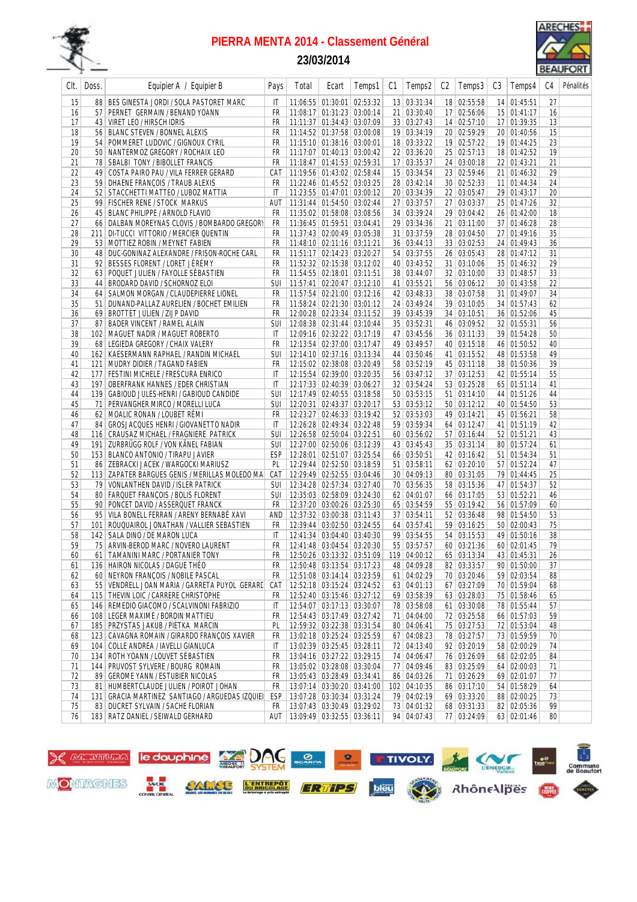# PIERRA MENTA 2014 - Classement Général

## 23/03/2014

| Clt. | Doss. | Equipier A / Equipier B | Pays | Total | Ecart | Temps1 | C1 | Temps2 | C2 | Temps3 | C3 | Temps4 | C4 | Pénalités |
|---|---|---|---|---|---|---|---|---|---|---|---|---|---|---|
| 15 | 88 | BES GINESTA JORDI / SOLA PASTORET MARC | IT | 11:06:55 | 01:30:01 | 02:53:32 | 13 | 03:31:34 | 18 | 02:55:58 | 14 | 01:45:51 | 27 | |
| 16 | 57 | PERNET GERMAIN / BENAND YOANN | FR | 11:08:17 | 01:31:23 | 03:00:14 | 21 | 03:30:40 | 17 | 02:56:06 | 15 | 01:41:17 | 16 | |
| 17 | 43 | VIRET LEO / HIRSCH IDRIS | FR | 11:11:37 | 01:34:43 | 03:07:09 | 33 | 03:27:43 | 14 | 02:57:10 | 17 | 01:39:35 | 13 | |
| 18 | 56 | BLANC STEVEN / BONNEL ALEXIS | FR | 11:14:52 | 01:37:58 | 03:00:08 | 19 | 03:34:19 | 20 | 02:59:29 | 20 | 01:40:56 | 15 | |
| 19 | 54 | POMMERET LUDOVIC / GIGNOUX CYRIL | FR | 11:15:10 | 01:38:16 | 03:00:01 | 18 | 03:33:22 | 19 | 02:57:22 | 19 | 01:44:25 | 23 | |
| 20 | 50 | NANTERMOZ GREGORY / ROCHAIX LEO | FR | 11:17:07 | 01:40:13 | 03:00:42 | 22 | 03:36:20 | 25 | 02:57:13 | 18 | 01:42:52 | 19 | |
| 21 | 78 | SBALBI TONY / BIBOLLET FRANCIS | FR | 11:18:47 | 01:41:53 | 02:59:31 | 17 | 03:35:37 | 24 | 03:00:18 | 22 | 01:43:21 | 21 | |
| 22 | 49 | COSTA PAIRO PAU / VILA FERRER GERARD | CAT | 11:19:56 | 01:43:02 | 02:58:44 | 15 | 03:34:54 | 23 | 02:59:46 | 21 | 01:46:32 | 29 | |
| 23 | 59 | DHAENE FRANÇOIS / TRAUB ALEXIS | FR | 11:22:46 | 01:45:52 | 03:03:25 | 28 | 03:42:14 | 30 | 02:52:33 | 11 | 01:44:34 | 24 | |
| 24 | 52 | STACCHETTI MATTEO / LUBOZ MATTIA | IT | 11:23:55 | 01:47:01 | 03:00:12 | 20 | 03:34:39 | 22 | 03:05:47 | 29 | 01:43:17 | 20 | |
| 25 | 99 | FISCHER RENE / STOCK MARKUS | AUT | 11:31:44 | 01:54:50 | 03:02:44 | 27 | 03:37:57 | 27 | 03:03:37 | 25 | 01:47:26 | 32 | |
| 26 | 45 | BLANC PHILIPPE / ARNOLD FLAVIO | FR | 11:35:02 | 01:58:08 | 03:08:56 | 34 | 03:39:24 | 29 | 03:04:42 | 26 | 01:42:00 | 18 | |
| 27 | 66 | DALBAN MOREYNAS CLOVIS / BOMBARDO GREGORY | FR | 11:36:45 | 01:59:51 | 03:04:41 | 29 | 03:34:36 | 21 | 03:11:00 | 37 | 01:46:28 | 28 | |
| 28 | 211 | DI-TUCCI VITTORIO / MERCIER QUENTIN | FR | 11:37:43 | 02:00:49 | 03:05:38 | 31 | 03:37:59 | 28 | 03:04:50 | 27 | 01:49:16 | 35 | |
| 29 | 53 | MOTTIEZ ROBIN / MEYNET FABIEN | FR | 11:48:10 | 02:11:16 | 03:11:21 | 36 | 03:44:13 | 33 | 03:02:53 | 24 | 01:49:43 | 36 | |
| 30 | 48 | DUC-GONINAZ ALEXANDRE / FRISON-ROCHE CARL | FR | 11:51:17 | 02:14:23 | 03:20:27 | 54 | 03:37:55 | 26 | 03:05:43 | 28 | 01:47:12 | 31 | |
| 31 | 92 | BESSES FLORENT / LORET JÉRÉMY | FR | 11:52:32 | 02:15:38 | 03:12:02 | 40 | 03:43:52 | 31 | 03:10:06 | 35 | 01:46:32 | 29 | |
| 32 | 63 | POQUET JULIEN / FAYOLLE SÉBASTIEN | FR | 11:54:55 | 02:18:01 | 03:11:51 | 38 | 03:44:07 | 32 | 03:10:00 | 33 | 01:48:57 | 33 | |
| 33 | 44 | BRODARD DAVID / SCHORNOZ ELOI | SUI | 11:57:41 | 02:20:47 | 03:12:10 | 41 | 03:55:21 | 56 | 03:06:12 | 30 | 01:43:58 | 22 | |
| 34 | 64 | SALMON MORGAN / CLAUDEPIERRE LIONEL | FR | 11:57:54 | 02:21:00 | 03:12:16 | 42 | 03:48:33 | 38 | 03:07:58 | 31 | 01:49:07 | 34 | |
| 35 | 51 | DUNAND-PALLAZ AURELIEN / BOCHET EMILIEN | FR | 11:58:24 | 02:21:30 | 03:01:12 | 24 | 03:49:24 | 39 | 03:10:05 | 34 | 01:57:43 | 62 | |
| 36 | 69 | BROTTET JULIEN / ZIJP DAVID | FR | 12:00:28 | 02:23:34 | 03:11:52 | 39 | 03:45:39 | 34 | 03:10:51 | 36 | 01:52:06 | 45 | |
| 37 | 87 | BADER VINCENT / RAMEL ALAIN | SUI | 12:08:38 | 02:31:44 | 03:10:44 | 35 | 03:52:31 | 46 | 03:09:52 | 32 | 01:55:31 | 56 | |
| 38 | 102 | MAGUET NADIR / MAGUET ROBERTO | IT | 12:09:16 | 02:32:22 | 03:17:19 | 47 | 03:45:56 | 36 | 03:11:33 | 39 | 01:54:28 | 50 | |
| 39 | 68 | LEGIEDA GREGORY / CHAIX VALERY | FR | 12:13:54 | 02:37:00 | 03:17:47 | 49 | 03:49:57 | 40 | 03:15:18 | 46 | 01:50:52 | 40 | |
| 40 | 162 | KAESERMANN RAPHAEL / RANDIN MICHAEL | SUI | 12:14:10 | 02:37:16 | 03:13:34 | 44 | 03:50:46 | 41 | 03:15:52 | 48 | 01:53:58 | 49 | |
| 41 | 121 | MUDRY DIDIER / TAGAND FABIEN | FR | 12:15:02 | 02:38:08 | 03:20:49 | 58 | 03:52:19 | 45 | 03:11:18 | 38 | 01:50:36 | 39 | |
| 42 | 177 | FESTINI MICHELE / FRESCURA ENRICO | IT | 12:15:54 | 02:39:00 | 03:20:35 | 56 | 03:47:12 | 37 | 03:12:53 | 42 | 01:55:14 | 55 | |
| 43 | 197 | OBERFRANK HANNES / EDER CHRISTIAN | IT | 12:17:33 | 02:40:39 | 03:06:27 | 32 | 03:54:24 | 53 | 03:25:28 | 65 | 01:51:14 | 41 | |
| 44 | 139 | GABIOUD JULES-HENRI / GABIOUD CANDIDE | SUI | 12:17:49 | 02:40:55 | 03:18:58 | 50 | 03:53:15 | 51 | 03:14:10 | 44 | 01:51:26 | 44 | |
| 45 | 71 | PERVANGHER MIRCO / MORELLI LUCA | SUI | 12:20:31 | 02:43:37 | 03:20:17 | 53 | 03:53:12 | 50 | 03:12:12 | 40 | 01:54:50 | 53 | |
| 46 | 62 | MOALIC RONAN / LOUBET RÉMI | FR | 12:23:27 | 02:46:33 | 03:19:42 | 52 | 03:53:03 | 49 | 03:14:21 | 45 | 01:56:21 | 58 | |
| 47 | 84 | GROSJACQUES HENRI / GIOVANETTO NADIR | IT | 12:26:28 | 02:49:34 | 03:22:48 | 59 | 03:59:34 | 64 | 03:12:47 | 41 | 01:51:19 | 42 | |
| 48 | 116 | CRAUSAZ MICHAEL / FRAGNIERE PATRICK | SUI | 12:26:58 | 02:50:04 | 03:22:51 | 60 | 03:56:02 | 57 | 03:16:44 | 52 | 01:51:21 | 43 | |
| 49 | 191 | ZURBRÜGG ROLF / VON KÄNEL FABIAN | SUI | 12:27:00 | 02:50:06 | 03:12:39 | 43 | 03:45:43 | 35 | 03:31:14 | 80 | 01:57:24 | 61 | |
| 50 | 153 | BLANCO ANTONIO / TIRAPU JAVIER | ESP | 12:28:01 | 02:51:07 | 03:25:54 | 66 | 03:50:51 | 42 | 03:16:42 | 51 | 01:54:34 | 51 | |
| 51 | 86 | ZEBRACKI JACEK / WARGOCKI MARIUSZ | PL | 12:29:44 | 02:52:50 | 03:18:59 | 51 | 03:58:11 | 62 | 03:20:10 | 57 | 01:52:24 | 47 | |
| 52 | 113 | ZAPATER BARGUES GENIS / MERILLAS MOLEDO MA | CAT | 12:29:49 | 02:52:55 | 03:04:46 | 30 | 04:09:13 | 80 | 03:31:05 | 79 | 01:44:45 | 25 | |
| 53 | 79 | VONLANTHEN DAVID / ISLER PATRICK | SUI | 12:34:28 | 02:57:34 | 03:27:40 | 70 | 03:56:35 | 58 | 03:15:36 | 47 | 01:54:37 | 52 | |
| 54 | 80 | FARQUET FRANÇOIS / BOLIS FLORENT | SUI | 12:35:03 | 02:58:09 | 03:24:30 | 62 | 04:01:07 | 66 | 03:17:05 | 53 | 01:52:21 | 46 | |
| 55 | 90 | PONCET DAVID / ASSERQUET FRANCK | FR | 12:37:20 | 03:00:26 | 03:25:30 | 65 | 03:54:59 | 55 | 03:19:42 | 56 | 01:57:09 | 60 | |
| 56 | 95 | VILA BONELL FERRAN / ARENY BERNABÉ XAVI | AND | 12:37:32 | 03:00:38 | 03:11:43 | 37 | 03:54:11 | 52 | 03:36:48 | 98 | 01:54:50 | 53 | |
| 57 | 101 | ROUQUAIROL JONATHAN / VALLIER SEBASTIEN | FR | 12:39:44 | 03:02:50 | 03:24:55 | 64 | 03:57:41 | 59 | 03:16:25 | 50 | 02:00:43 | 75 | |
| 58 | 142 | SALA DINO / DE MARON LUCA | IT | 12:41:34 | 03:04:40 | 03:40:30 | 99 | 03:54:55 | 54 | 03:15:53 | 49 | 01:50:16 | 38 | |
| 59 | 75 | ARVIN-BEROD MARC / NOVERO LAURENT | FR | 12:41:48 | 03:04:54 | 03:20:30 | 55 | 03:57:57 | 60 | 03:21:36 | 60 | 02:01:45 | 79 | |
| 60 | 61 | TAMANINI MARC / PORTANIER TONY | FR | 12:50:26 | 03:13:32 | 03:51:09 | 119 | 04:00:12 | 65 | 03:13:34 | 43 | 01:45:31 | 26 | |
| 61 | 136 | HAIRON NICOLAS / DAGUE THÉO | FR | 12:50:48 | 03:13:54 | 03:17:23 | 48 | 04:09:28 | 82 | 03:33:57 | 90 | 01:50:00 | 37 | |
| 62 | 60 | NEYRON FRANÇOIS / NOBILE PASCAL | FR | 12:51:08 | 03:14:14 | 03:23:59 | 61 | 04:02:29 | 70 | 03:20:46 | 59 | 02:03:54 | 88 | |
| 63 | 55 | VENDRELL JOAN MARIA / GARRETA PUYOL GERARD | CAT | 12:52:18 | 03:15:24 | 03:24:52 | 63 | 04:01:13 | 67 | 03:27:09 | 70 | 01:59:04 | 68 | |
| 64 | 115 | THEVIN LOIC / CARRERE CHRISTOPHE | FR | 12:52:40 | 03:15:46 | 03:27:12 | 69 | 03:58:39 | 63 | 03:28:03 | 75 | 01:58:46 | 65 | |
| 65 | 146 | REMEDIO GIACOMO / SCALVINONI FABRIZIO | IT | 12:54:07 | 03:17:13 | 03:30:07 | 78 | 03:58:08 | 61 | 03:30:08 | 78 | 01:55:44 | 57 | |
| 66 | 108 | LEGER MAXIME / BORDIN MATTIEU | FR | 12:54:43 | 03:17:49 | 03:27:42 | 71 | 04:04:00 | 72 | 03:25:58 | 66 | 01:57:03 | 59 | |
| 67 | 185 | PRZYSTAS JAKUB / PIETKA MARCIN | PL | 12:59:32 | 03:22:38 | 03:31:54 | 80 | 04:06:41 | 75 | 03:27:53 | 72 | 01:53:04 | 48 | |
| 68 | 123 | CAVAGNA ROMAIN / GIRARDO FRANÇOIS XAVIER | FR | 13:02:18 | 03:25:24 | 03:25:59 | 67 | 04:08:23 | 78 | 03:27:57 | 73 | 01:59:59 | 70 | |
| 69 | 104 | COLLE ANDREA / IAVELLI GIANLUCA | IT | 13:02:39 | 03:25:45 | 03:28:11 | 72 | 04:13:40 | 92 | 03:20:19 | 58 | 02:00:29 | 74 | |
| 70 | 134 | ROTH YOANN / LOUVET SÉBASTIEN | FR | 13:04:16 | 03:27:22 | 03:29:15 | 74 | 04:06:47 | 76 | 03:26:09 | 68 | 02:02:05 | 84 | |
| 71 | 144 | PRUVOST SYLVERE / BOURG ROMAIN | FR | 13:05:02 | 03:28:08 | 03:30:04 | 77 | 04:09:46 | 83 | 03:25:09 | 64 | 02:00:03 | 71 | |
| 72 | 89 | GEROME YANN / ESTUBIER NICOLAS | FR | 13:05:43 | 03:28:49 | 03:34:41 | 86 | 04:03:26 | 71 | 03:26:29 | 69 | 02:01:07 | 77 | |
| 73 | 81 | HUMBERTCLAUDE JULIEN / POIROT JOHAN | FR | 13:07:14 | 03:30:20 | 03:41:00 | 102 | 04:10:35 | 86 | 03:17:10 | 54 | 01:58:29 | 64 | |
| 74 | 131 | GRACIA MARTINEZ SANTIAGO / ARGUEDAS IZQUIEI | ESP | 13:07:28 | 03:30:34 | 03:31:24 | 79 | 04:02:19 | 69 | 03:33:20 | 88 | 02:00:25 | 73 | |
| 75 | 83 | DUCRET SYLVAIN / SACHE FLORIAN | FR | 13:07:43 | 03:30:49 | 03:29:02 | 73 | 04:01:32 | 68 | 03:31:33 | 82 | 02:05:36 | 99 | |
| 76 | 183 | RATZ DANIEL / SEIWALD GERHARD | AUT | 13:09:49 | 03:32:55 | 03:36:11 | 94 | 04:07:43 | 77 | 03:24:09 | 63 | 02:01:46 | 80 | |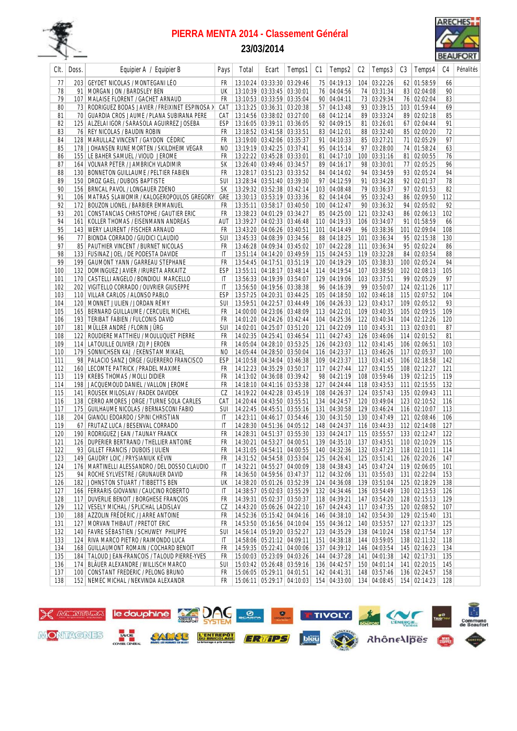# PIERRA MENTA 2014 - Classement Général

## 23/03/2014

| Clt. | Doss. | Equipier A / Equipier B | Pays | Total | Ecart | Temps1 | C1 | Temps2 | C2 | Temps3 | C3 | Temps4 | C4 | Pénalités |
|---|---|---|---|---|---|---|---|---|---|---|---|---|---|---|
| 77 | 203 | GEYDET NICOLAS / MONTEGANI LÉO | FR | 13:10:24 | 03:33:30 | 03:29:46 | 75 | 04:19:13 | 104 | 03:22:26 | 62 | 01:58:59 | 66 | |
| 78 | 91 | MORGAN JON / BARDSLEY BEN | UK | 13:10:39 | 03:33:45 | 03:30:01 | 76 | 04:04:56 | 74 | 03:31:34 | 83 | 02:04:08 | 90 | |
| 79 | 107 | MALAISE FLORENT / GACHET ARNAUD | FR | 13:10:53 | 03:33:59 | 03:35:04 | 90 | 04:04:11 | 73 | 03:29:34 | 76 | 02:02:04 | 83 | |
| 80 | 73 | RODRIGUEZ BODAS JAVIER / FREIXINET ESPINOSA X | CAT | 13:13:25 | 03:36:31 | 03:20:38 | 57 | 04:13:48 | 93 | 03:39:15 | 103 | 01:59:44 | 69 | |
| 81 | 70 | GUARDIA CROS JAUME / PLANA SUBIRANA PERE | CAT | 13:14:56 | 03:38:02 | 03:27:00 | 68 | 04:12:14 | 89 | 03:33:24 | 89 | 02:02:18 | 85 | |
| 82 | 125 | ALZELAI IGOR / SARASOLA AGUIRREZ JOSEBA | ESP | 13:16:05 | 03:39:11 | 03:36:05 | 92 | 04:09:15 | 81 | 03:26:01 | 67 | 02:04:44 | 91 | |
| 83 | 76 | REY NICOLAS / BAUDIN ROBIN | FR | 13:18:52 | 03:41:58 | 03:33:51 | 83 | 04:12:01 | 88 | 03:32:40 | 85 | 02:00:20 | 72 | |
| 84 | 128 | MARULLAZ VINCENT / GAYDON CÉDRIC | FR | 13:19:00 | 03:42:06 | 03:35:37 | 91 | 04:10:33 | 85 | 03:27:21 | 71 | 02:05:29 | 97 | |
| 85 | 178 | JOHANSEN RUNE MORTEN / SKILDHEIM VEGAR | NO | 13:19:19 | 03:42:25 | 03:37:41 | 95 | 04:15:14 | 97 | 03:28:00 | 74 | 01:58:24 | 63 | |
| 86 | 155 | LE BAHER SAMUEL / VIOUD JEROME | FR | 13:22:22 | 03:45:28 | 03:33:01 | 81 | 04:17:10 | 100 | 03:31:16 | 81 | 02:00:55 | 76 | |
| 87 | 164 | VOLNAR PETER / JAMBRICH VLADIMIR | SK | 13:26:40 | 03:49:46 | 03:34:57 | 89 | 04:16:17 | 98 | 03:30:01 | 77 | 02:05:25 | 96 | |
| 88 | 130 | BONNETON GUILLAUME / PELTIER FABIEN | FR | 13:28:17 | 03:51:23 | 03:33:52 | 84 | 04:14:02 | 94 | 03:34:59 | 93 | 02:05:24 | 94 | |
| 89 | 150 | DROZ GAEL / DUBOIS BAPTISTE | SUI | 13:28:34 | 03:51:40 | 03:39:30 | 97 | 04:12:59 | 91 | 03:34:28 | 92 | 02:01:37 | 78 | |
| 90 | 156 | BRNCAL PAVOL / LONGAUER ZDENO | SK | 13:29:32 | 03:52:38 | 03:42:14 | 103 | 04:08:48 | 79 | 03:36:37 | 97 | 02:01:53 | 82 | |
| 91 | 106 | MATRAS SLAWOMIR / KALOGEROPOULOS GREGORY | GRE | 13:30:13 | 03:53:19 | 03:33:36 | 82 | 04:14:04 | 95 | 03:32:43 | 86 | 02:09:50 | 112 | |
| 92 | 172 | BOUZON LIONEL / BARBIER EMMANUEL | FR | 13:35:11 | 03:58:17 | 04:00:50 | 100 | 04:12:47 | 90 | 03:36:32 | 94 | 02:05:02 | 92 | |
| 93 | 201 | CONSTANCIAS CHRISTOPHE / GAUTIER ERIC | FR | 13:38:23 | 04:01:29 | 03:34:27 | 85 | 04:25:00 | 121 | 03:32:43 | 86 | 02:06:13 | 102 | |
| 94 | 161 | KOLLER THOMAS / EISENMANN ANDREAS | AUT | 13:39:27 | 04:02:33 | 03:46:48 | 110 | 04:19:33 | 106 | 03:34:07 | 91 | 01:58:59 | 66 | |
| 95 | 143 | WERY LAURENT / FISCHER ARNAUD | FR | 13:43:20 | 04:06:26 | 03:40:51 | 101 | 04:14:49 | 96 | 03:38:36 | 101 | 02:09:04 | 108 | |
| 96 | 77 | BIONDA CORRADO / GIUDICI CLAUDIO | SUI | 13:45:33 | 04:08:39 | 03:34:56 | 88 | 04:18:25 | 101 | 03:36:34 | 95 | 02:15:38 | 130 | |
| 97 | 85 | PAUTHIER VINCENT / BURNET NICOLAS | FR | 13:46:28 | 04:09:34 | 03:45:02 | 107 | 04:22:28 | 111 | 03:36:34 | 95 | 02:02:24 | 86 | |
| 98 | 133 | FUSINAZ JOEL / DE PODESTA DAVIDE | IT | 13:51:14 | 04:14:20 | 03:49:59 | 115 | 04:24:53 | 119 | 03:32:28 | 84 | 02:03:54 | 88 | |
| 99 | 199 | GAUMONT YANN / GARREAU STEPHANE | FR | 13:54:45 | 04:17:51 | 03:51:19 | 120 | 04:19:29 | 105 | 03:38:33 | 100 | 02:05:24 | 94 | |
| 100 | 132 | DOMINGUEZ JAVIER / IRURETA ARKAITZ | ESP | 13:55:11 | 04:18:17 | 03:48:14 | 114 | 04:19:54 | 107 | 03:38:50 | 102 | 02:08:13 | 105 | |
| 101 | 170 | CASTELLI ANGELO / BONDIOLI MARCELLO | IT | 13:56:33 | 04:19:39 | 03:54:07 | 129 | 04:19:06 | 103 | 03:37:51 | 99 | 02:05:29 | 97 | |
| 102 | 202 | VIGITELLO CORRADO / OUVRIER GIUSEPPE | IT | 13:56:50 | 04:19:56 | 03:38:38 | 96 | 04:16:39 | 99 | 03:50:07 | 124 | 02:11:26 | 117 | |
| 103 | 110 | VILLAR CARLOS / ALONSO PABLO | ESP | 13:57:25 | 04:20:31 | 03:44:25 | 105 | 04:18:50 | 102 | 03:46:18 | 115 | 02:07:52 | 104 | |
| 104 | 120 | MONNET JULIEN / JORDAN RÉMY | SUI | 13:59:51 | 04:22:57 | 03:44:49 | 106 | 04:26:33 | 123 | 03:43:17 | 109 | 02:05:12 | 93 | |
| 105 | 165 | BERNARD GUILLAUME / CERCUEIL MICHEL | FR | 14:00:00 | 04:23:06 | 03:48:09 | 113 | 04:22:01 | 109 | 03:40:35 | 105 | 02:09:15 | 109 | |
| 106 | 193 | TERIBAT FABIEN / FULCONIS DAVID | FR | 14:01:20 | 04:24:26 | 03:42:44 | 104 | 04:25:36 | 122 | 03:40:34 | 104 | 02:12:26 | 120 | |
| 107 | 181 | MÜLLER ANDRÉ / FLORIN JÜRG | SUI | 14:02:01 | 04:25:07 | 03:51:20 | 121 | 04:22:09 | 110 | 03:45:31 | 113 | 02:03:01 | 87 | |
| 108 | 122 | ROUDIERE MATTHIEU / MOULUQUET PIERRE | FR | 14:02:35 | 04:25:41 | 03:46:54 | 111 | 04:27:43 | 126 | 03:46:06 | 114 | 02:01:52 | 81 | |
| 109 | 114 | LATOUILLE OLIVIER / ZIJP JEROEN | FR | 14:05:04 | 04:28:10 | 03:53:25 | 126 | 04:23:03 | 112 | 03:41:45 | 106 | 02:06:51 | 103 | |
| 110 | 179 | SONNICHSEN KAJ / EKENSTAM MIKAEL | NO | 14:05:44 | 04:28:50 | 03:50:04 | 116 | 04:23:37 | 113 | 03:46:26 | 117 | 02:05:37 | 100 | |
| 111 | 98 | PALACIO SANZ JORGE / GUERRERO FRANCISCO | ESP | 14:10:58 | 04:34:04 | 03:46:38 | 109 | 04:23:37 | 113 | 03:41:45 | 106 | 02:18:58 | 142 | |
| 112 | 160 | LECOMTE PATRICK / PRADEL MAXIME | FR | 14:12:23 | 04:35:29 | 03:50:17 | 117 | 04:27:44 | 127 | 03:41:55 | 108 | 02:12:27 | 121 | |
| 113 | 119 | KREBS THOMAS / MOLLI DIDIER | FR | 14:13:02 | 04:36:08 | 03:39:42 | 98 | 04:21:19 | 108 | 03:59:46 | 139 | 02:12:15 | 119 | |
| 114 | 198 | JACQUEMOUD DANIEL / VALLON JEROME | FR | 14:18:10 | 04:41:16 | 03:53:38 | 127 | 04:24:44 | 118 | 03:43:53 | 111 | 02:15:55 | 132 | |
| 115 | 141 | ROUSEK MILOSLAV / RADEK DAVIDEK | CZ | 14:19:22 | 04:42:28 | 03:45:19 | 108 | 04:26:37 | 124 | 03:57:43 | 135 | 02:09:43 | 111 | |
| 116 | 138 | CERRO AMORES JORGE / TURNE SOLA CARLES | CAT | 14:20:44 | 04:43:50 | 03:55:51 | 134 | 04:24:57 | 120 | 03:49:04 | 123 | 02:10:52 | 116 | |
| 117 | 175 | GUILHAUME NICOLAS / BERNASCONI FABIO | SUI | 14:22:45 | 04:45:51 | 03:55:16 | 131 | 04:30:58 | 129 | 03:46:24 | 116 | 02:10:07 | 113 | |
| 118 | 204 | GIANOLI EDOARDO / SPINI CHRISTIAN | IT | 14:23:11 | 04:46:17 | 03:54:46 | 130 | 04:31:50 | 130 | 03:47:49 | 121 | 02:08:46 | 106 | |
| 119 | 67 | FRUTAZ LUCA / BESENVAL CORRADO | IT | 14:28:30 | 04:51:36 | 04:05:12 | 148 | 04:24:37 | 116 | 03:44:33 | 112 | 02:14:08 | 127 | |
| 120 | 190 | RODRIGUEZ JEAN / TAUNAY FRANCK | FR | 14:28:31 | 04:51:37 | 03:55:30 | 133 | 04:24:17 | 115 | 03:55:57 | 133 | 02:12:47 | 122 | |
| 121 | 126 | DUPERIER BERTRAND / THELLIER ANTOINE | FR | 14:30:21 | 04:53:27 | 04:00:51 | 139 | 04:35:10 | 137 | 03:43:51 | 110 | 02:10:29 | 115 | |
| 122 | 93 | GILLET FRANCIS / DUBOIS JULIEN | FR | 14:31:05 | 04:54:11 | 04:00:55 | 140 | 04:32:36 | 132 | 03:47:23 | 118 | 02:10:11 | 114 | |
| 123 | 149 | GAUDRY LOIC / PRYSIANIUK KÉVIN | FR | 14:31:52 | 04:54:58 | 03:53:04 | 125 | 04:26:41 | 125 | 03:51:41 | 126 | 02:20:26 | 147 | |
| 124 | 176 | MARTINELLI ALESSANDRO / DEL DOSSO CLAUDIO | IT | 14:32:21 | 04:55:27 | 04:00:09 | 138 | 04:38:43 | 145 | 03:47:24 | 119 | 02:06:05 | 101 | |
| 125 | 94 | ROCHE SYLVESTRE / GRUNAUER DAVID | FR | 14:36:50 | 04:59:56 | 03:47:37 | 112 | 04:32:06 | 131 | 03:55:03 | 131 | 02:22:04 | 153 | |
| 126 | 182 | JOHNSTON STUART / TIBBETTS BEN | UK | 14:38:20 | 05:01:26 | 03:52:39 | 124 | 04:36:08 | 139 | 03:51:04 | 125 | 02:18:29 | 138 | |
| 127 | 166 | FERRARIS GIOVANNI / CAUCINO ROBERTO | IT | 14:38:57 | 05:02:03 | 03:55:29 | 132 | 04:34:46 | 136 | 03:54:49 | 130 | 02:13:53 | 126 | |
| 128 | 117 | DUVERLIE BENOIT / BORGHESE FRANÇOIS | FR | 14:39:31 | 05:02:37 | 03:50:37 | 118 | 04:39:21 | 147 | 03:54:20 | 128 | 02:15:13 | 129 | |
| 129 | 112 | VESELY MICHAL / SPLICHAL LADISLAV | CZ | 14:43:20 | 05:06:26 | 04:22:10 | 167 | 04:24:43 | 117 | 03:47:35 | 120 | 02:08:52 | 107 | |
| 130 | 188 | AZZOLIN FRÉDÉRIC / JARRE ANTOINE | FR | 14:52:36 | 05:15:42 | 04:04:16 | 146 | 04:38:10 | 142 | 03:54:30 | 129 | 02:15:40 | 131 | |
| 131 | 127 | MORVAN THIBAUT / PRETOT ERIC | FR | 14:53:50 | 05:16:56 | 04:10:04 | 155 | 04:36:12 | 140 | 03:53:57 | 127 | 02:13:37 | 125 | |
| 132 | 140 | FAVRE SÉBASTIEN / SCHUWEY PHILIPPE | SUI | 14:56:14 | 05:19:20 | 03:52:27 | 123 | 04:35:29 | 138 | 04:10:24 | 158 | 02:17:54 | 137 | |
| 133 | 124 | RIVA MARCO PIETRO / RAIMONDO LUCA | IT | 14:58:06 | 05:21:12 | 04:09:11 | 151 | 04:38:18 | 144 | 03:59:05 | 138 | 02:11:32 | 118 | |
| 134 | 168 | GUILLAUMONT ROMAIN / COCHARD BENOIT | FR | 14:59:35 | 05:22:41 | 04:00:06 | 137 | 04:39:12 | 146 | 04:03:54 | 145 | 02:16:23 | 134 | |
| 135 | 184 | TALOUD JEAN-FRANCOIS / TALOUD PIERRE-YVES | FR | 15:00:03 | 05:23:09 | 04:03:26 | 144 | 04:37:28 | 141 | 04:01:38 | 142 | 02:17:31 | 135 | |
| 136 | 174 | BLÄUER ALEXANDRE / WILLISCH MARCO | SUI | 15:03:42 | 05:26:48 | 04:10:09 | 156 | 04:42:57 | 150 | 04:01:14 | 141 | 02:20:15 | 145 | |
| 137 | 100 | CONSTANT FREDERIC / PELONG BRUNO | FR | 15:06:05 | 05:29:11 | 04:01:51 | 142 | 04:41:31 | 148 | 03:57:46 | 136 | 02:24:57 | 158 | |
| 138 | 152 | NEMEC MICHAL / NEKVINDA ALEXANDR | FR | 15:06:11 | 05:29:17 | 04:10:03 | 154 | 04:33:00 | 134 | 04:08:45 | 154 | 02:14:23 | 128 | |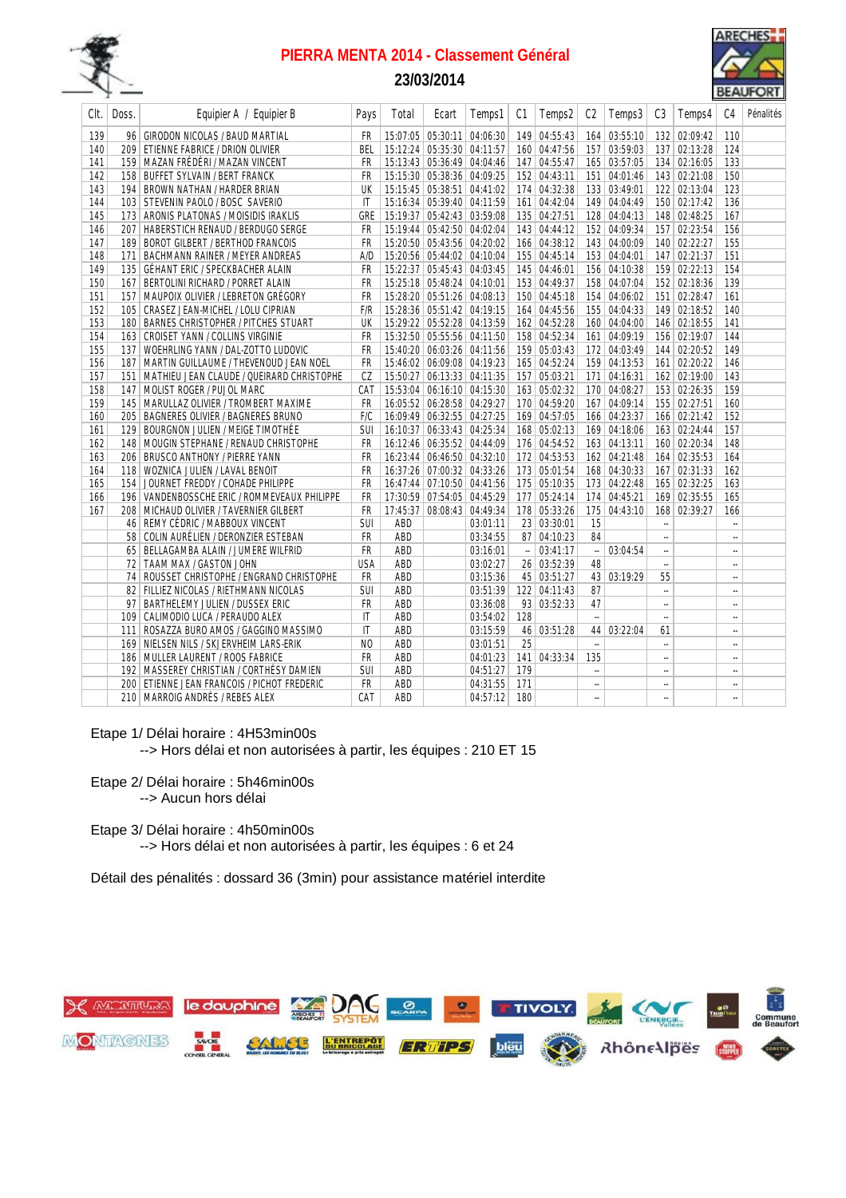# PIERRA MENTA 2014 - Classement Général

## 23/03/2014

| Clt. | Doss. | Equipier A / Equipier B | Pays | Total | Ecart | Temps1 | C1 | Temps2 | C2 | Temps3 | C3 | Temps4 | C4 | Pénalités |
|---|---|---|---|---|---|---|---|---|---|---|---|---|---|---|
| 139 | 96 | GIRODON NICOLAS / BAUD MARTIAL | FR | 15:07:05 | 05:30:11 | 04:06:30 | 149 | 04:55:43 | 164 | 03:55:10 | 132 | 02:09:42 | 110 | |
| 140 | 209 | ETIENNE FABRICE / DRION OLIVIER | BEL | 15:12:24 | 05:35:30 | 04:11:57 | 160 | 04:47:56 | 157 | 03:59:03 | 137 | 02:13:28 | 124 | |
| 141 | 159 | MAZAN FRÉDÉRI / MAZAN VINCENT | FR | 15:13:43 | 05:36:49 | 04:04:46 | 147 | 04:55:47 | 165 | 03:57:05 | 134 | 02:16:05 | 133 | |
| 142 | 158 | BUFFET SYLVAIN / BERT FRANCK | FR | 15:15:30 | 05:38:36 | 04:09:25 | 152 | 04:43:11 | 151 | 04:01:46 | 143 | 02:21:08 | 150 | |
| 143 | 194 | BROWN NATHAN / HARDER BRIAN | UK | 15:15:45 | 05:38:51 | 04:41:02 | 174 | 04:32:38 | 133 | 03:49:01 | 122 | 02:13:04 | 123 | |
| 144 | 103 | STEVENIN PAOLO / BOSC SAVERIO | IT | 15:16:34 | 05:39:40 | 04:11:59 | 161 | 04:42:04 | 149 | 04:04:49 | 150 | 02:17:42 | 136 | |
| 145 | 173 | ARONIS PLATONAS / MOISIDIS IRAKLIS | GRE | 15:19:37 | 05:42:43 | 03:59:08 | 135 | 04:27:51 | 128 | 04:04:13 | 148 | 02:48:25 | 167 | |
| 146 | 207 | HABERSTICH RENAUD / BERDUGO SERGE | FR | 15:19:44 | 05:42:50 | 04:02:04 | 143 | 04:44:12 | 152 | 04:09:34 | 157 | 02:23:54 | 156 | |
| 147 | 189 | BOROT GILBERT / BERTHOD FRANCOIS | FR | 15:20:50 | 05:43:56 | 04:20:02 | 166 | 04:38:12 | 143 | 04:00:09 | 140 | 02:22:27 | 155 | |
| 148 | 171 | BACHMANN RAINER / MEYER ANDREAS | A/D | 15:20:56 | 05:44:02 | 04:10:04 | 155 | 04:45:14 | 153 | 04:04:01 | 147 | 02:21:37 | 151 | |
| 149 | 135 | GÉHANT ERIC / SPECKBACHER ALAIN | FR | 15:22:37 | 05:45:43 | 04:03:45 | 145 | 04:46:01 | 156 | 04:10:38 | 159 | 02:22:13 | 154 | |
| 150 | 167 | BERTOLINI RICHARD / PORRET ALAIN | FR | 15:25:18 | 05:48:24 | 04:10:01 | 153 | 04:49:37 | 158 | 04:07:04 | 152 | 02:18:36 | 139 | |
| 151 | 157 | MAUPOIX OLIVIER / LEBRETON GRÉGORY | FR | 15:28:20 | 05:51:26 | 04:08:13 | 150 | 04:45:18 | 154 | 04:06:02 | 151 | 02:28:47 | 161 | |
| 152 | 105 | CRASEZ JEAN-MICHEL / LOLU CIPRIAN | F/R | 15:28:36 | 05:51:42 | 04:19:15 | 164 | 04:45:56 | 155 | 04:04:33 | 149 | 02:18:52 | 140 | |
| 153 | 180 | BARNES CHRISTOPHER / PITCHES STUART | UK | 15:29:22 | 05:52:28 | 04:13:59 | 162 | 04:52:28 | 160 | 04:04:00 | 146 | 02:18:55 | 141 | |
| 154 | 163 | CROISET YANN / COLLINS VIRGINIE | FR | 15:32:50 | 05:55:56 | 04:11:50 | 158 | 04:52:34 | 161 | 04:09:19 | 156 | 02:19:07 | 144 | |
| 155 | 137 | WOEHRLING YANN / DAL-ZOTTO LUDOVIC | FR | 15:40:20 | 06:03:26 | 04:11:56 | 159 | 05:03:43 | 172 | 04:03:49 | 144 | 02:20:52 | 149 | |
| 156 | 187 | MARTIN GUILLAUME / THEVENOUD JEAN NOEL | FR | 15:46:02 | 06:09:08 | 04:19:23 | 165 | 04:52:24 | 159 | 04:13:53 | 161 | 02:20:22 | 146 | |
| 157 | 151 | MATHIEU JEAN CLAUDE / QUEIRARD CHRISTOPHE | CZ | 15:50:27 | 06:13:33 | 04:11:35 | 157 | 05:03:21 | 171 | 04:16:31 | 162 | 02:19:00 | 143 | |
| 158 | 147 | MOLIST ROGER / PUJOL MARC | CAT | 15:53:04 | 06:16:10 | 04:15:30 | 163 | 05:02:32 | 170 | 04:08:27 | 153 | 02:26:35 | 159 | |
| 159 | 145 | MARULLAZ OLIVIER / TROMBERT MAXIME | FR | 16:05:52 | 06:28:58 | 04:29:27 | 170 | 04:59:20 | 167 | 04:09:14 | 155 | 02:27:51 | 160 | |
| 160 | 205 | BAGNERES OLIVIER / BAGNERES BRUNO | F/C | 16:09:49 | 06:32:55 | 04:27:25 | 169 | 04:57:05 | 166 | 04:23:37 | 166 | 02:21:42 | 152 | |
| 161 | 129 | BOURGNON JULIEN / MEIGE TIMOTHÉE | SUI | 16:10:37 | 06:33:43 | 04:25:34 | 168 | 05:02:13 | 169 | 04:18:06 | 163 | 02:24:44 | 157 | |
| 162 | 148 | MOUGIN STEPHANE / RENAUD CHRISTOPHE | FR | 16:12:46 | 06:35:52 | 04:44:09 | 176 | 04:54:52 | 163 | 04:13:11 | 160 | 02:20:34 | 148 | |
| 163 | 206 | BRUSCO ANTHONY / PIERRE YANN | FR | 16:23:44 | 06:46:50 | 04:32:10 | 172 | 04:53:53 | 162 | 04:21:48 | 164 | 02:35:53 | 164 | |
| 164 | 118 | WOZNICA JULIEN / LAVAL BENOIT | FR | 16:37:26 | 07:00:32 | 04:33:26 | 173 | 05:01:54 | 168 | 04:30:33 | 167 | 02:31:33 | 162 | |
| 165 | 154 | JOURNET FREDDY / COHADE PHILIPPE | FR | 16:47:44 | 07:10:50 | 04:41:56 | 175 | 05:10:35 | 173 | 04:22:48 | 165 | 02:32:25 | 163 | |
| 166 | 196 | VANDENBOSSCHE ERIC / ROMMEVEAUX PHILIPPE | FR | 17:30:59 | 07:54:05 | 04:45:29 | 177 | 05:24:14 | 174 | 04:45:21 | 169 | 02:35:55 | 165 | |
| 167 | 208 | MICHAUD OLIVIER / TAVERNIER GILBERT | FR | 17:45:37 | 08:08:43 | 04:49:34 | 178 | 05:33:26 | 175 | 04:43:10 | 168 | 02:39:27 | 166 | |
| | 46 | REMY CÉDRIC / MABBOUX VINCENT | SUI | ABD | | 03:01:11 | 23 | 03:30:01 | 15 | | -- | | -- | |
| | 58 | COLIN AURÉLIEN / DERONZIER ESTEBAN | FR | ABD | | 03:34:55 | 87 | 04:10:23 | 84 | | -- | | -- | |
| | 65 | BELLAGAMBA ALAIN / JUMERE WILFRID | FR | ABD | | 03:16:01 | -- | 03:41:17 | -- | 03:04:54 | -- | | -- | |
| | 72 | TAAM MAX / GASTON JOHN | USA | ABD | | 03:02:27 | 26 | 03:52:39 | 48 | | -- | | -- | |
| | 74 | ROUSSET CHRISTOPHE / ENGRAND CHRISTOPHE | FR | ABD | | 03:15:36 | 45 | 03:51:27 | 43 | 03:19:29 | 55 | | -- | |
| | 82 | FILLIEZ NICOLAS / RIETHMANN NICOLAS | SUI | ABD | | 03:51:39 | 122 | 04:11:43 | 87 | | -- | | -- | |
| | 97 | BARTHELEMY JULIEN / DUSSEX ERIC | FR | ABD | | 03:36:08 | 93 | 03:52:33 | 47 | | -- | | -- | |
| | 109 | CALIMODIO LUCA / PERAUDO ALEX | IT | ABD | | 03:54:02 | 128 | | -- | | -- | | -- | |
| | 111 | ROSAZZA BURO AMOS / GAGGINO MASSIMO | IT | ABD | | 03:15:59 | 46 | 03:51:28 | 44 | 03:22:04 | 61 | | -- | |
| | 169 | NIELSEN NILS / SKJERVHEIM LARS-ERIK | NO | ABD | | 03:01:51 | 25 | | -- | | -- | | -- | |
| | 186 | MULLER LAURENT / ROOS FABRICE | FR | ABD | | 04:01:23 | 141 | 04:33:34 | 135 | | -- | | -- | |
| | 192 | MASSEREY CHRISTIAN / CORTHÉSY DAMIEN | SUI | ABD | | 04:51:27 | 179 | | -- | | -- | | -- | |
| | 200 | ETIENNE JEAN FRANCOIS / PICHOT FREDERIC | FR | ABD | | 04:31:55 | 171 | | -- | | -- | | -- | |
| | 210 | MARROIG ANDRÉS / REBES ALEX | CAT | ABD | | 04:57:12 | 180 | | -- | | -- | | -- | |

Etape 1/ Délai horaire : 4H53min00s
--> Hors délai et non autorisées à partir, les équipes : 210 ET 15

Etape 2/ Délai horaire : 5h46min00s
--> Aucun hors délai

Etape 3/ Délai horaire : 4h50min00s
--> Hors délai et non autorisées à partir, les équipes : 6 et 24

Détail des pénalités : dossard 36 (3min) pour assistance matériel interdite